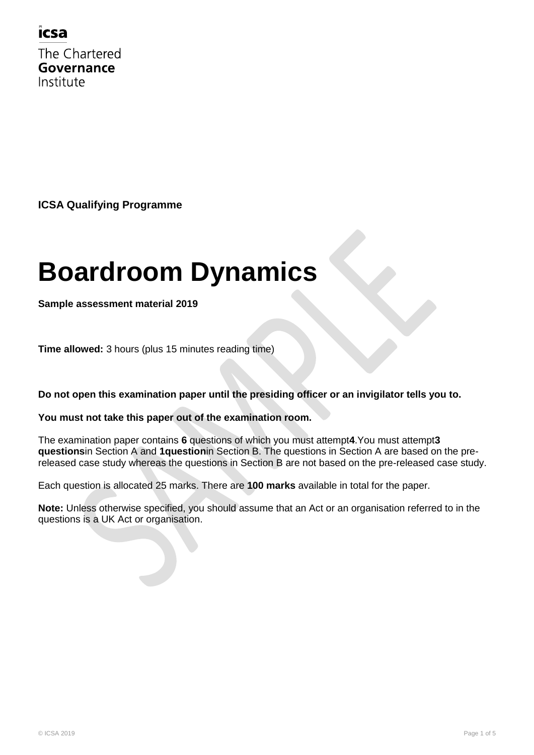icsa

The Chartered
**Governance**
Institute

**ICSA Qualifying Programme**

# Boardroom Dynamics

**Sample assessment material 2019**

**Time allowed:** 3 hours (plus 15 minutes reading time)

**Do not open this examination paper until the presiding officer or an invigilator tells you to.**

**You must not take this paper out of the examination room.**

The examination paper contains **6** questions of which you must attempt **4**. You must attempt **3 questions** in Section A and **1 question** in Section B. The questions in Section A are based on the pre-released case study whereas the questions in Section B are not based on the pre-released case study.

Each question is allocated 25 marks. There are **100 marks** available in total for the paper.

**Note:** Unless otherwise specified, you should assume that an Act or an organisation referred to in the questions is a UK Act or organisation.

© ICSA 2019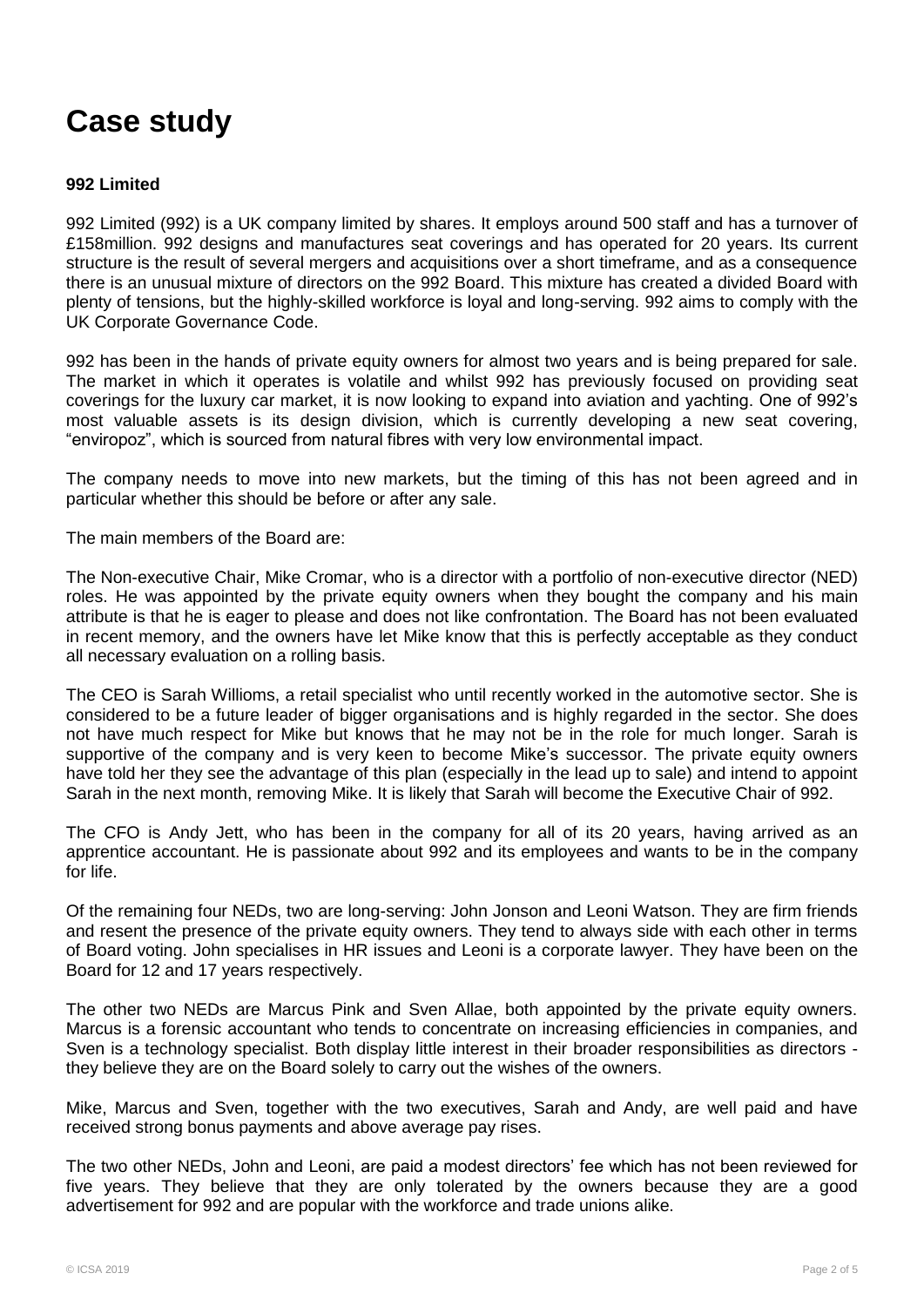# Case study

**992 Limited**

992 Limited (992) is a UK company limited by shares. It employs around 500 staff and has a turnover of £158million. 992 designs and manufactures seat coverings and has operated for 20 years. Its current structure is the result of several mergers and acquisitions over a short timeframe, and as a consequence there is an unusual mixture of directors on the 992 Board. This mixture has created a divided Board with plenty of tensions, but the highly-skilled workforce is loyal and long-serving. 992 aims to comply with the UK Corporate Governance Code.

992 has been in the hands of private equity owners for almost two years and is being prepared for sale. The market in which it operates is volatile and whilst 992 has previously focused on providing seat coverings for the luxury car market, it is now looking to expand into aviation and yachting. One of 992's most valuable assets is its design division, which is currently developing a new seat covering, "enviropoz", which is sourced from natural fibres with very low environmental impact.

The company needs to move into new markets, but the timing of this has not been agreed and in particular whether this should be before or after any sale.

The main members of the Board are:

The Non-executive Chair, Mike Cromar, who is a director with a portfolio of non-executive director (NED) roles. He was appointed by the private equity owners when they bought the company and his main attribute is that he is eager to please and does not like confrontation. The Board has not been evaluated in recent memory, and the owners have let Mike know that this is perfectly acceptable as they conduct all necessary evaluation on a rolling basis.

The CEO is Sarah Willioms, a retail specialist who until recently worked in the automotive sector. She is considered to be a future leader of bigger organisations and is highly regarded in the sector. She does not have much respect for Mike but knows that he may not be in the role for much longer. Sarah is supportive of the company and is very keen to become Mike's successor. The private equity owners have told her they see the advantage of this plan (especially in the lead up to sale) and intend to appoint Sarah in the next month, removing Mike. It is likely that Sarah will become the Executive Chair of 992.

The CFO is Andy Jett, who has been in the company for all of its 20 years, having arrived as an apprentice accountant. He is passionate about 992 and its employees and wants to be in the company for life.

Of the remaining four NEDs, two are long-serving: John Jonson and Leoni Watson. They are firm friends and resent the presence of the private equity owners. They tend to always side with each other in terms of Board voting. John specialises in HR issues and Leoni is a corporate lawyer. They have been on the Board for 12 and 17 years respectively.

The other two NEDs are Marcus Pink and Sven Allae, both appointed by the private equity owners. Marcus is a forensic accountant who tends to concentrate on increasing efficiencies in companies, and Sven is a technology specialist. Both display little interest in their broader responsibilities as directors - they believe they are on the Board solely to carry out the wishes of the owners.

Mike, Marcus and Sven, together with the two executives, Sarah and Andy, are well paid and have received strong bonus payments and above average pay rises.

The two other NEDs, John and Leoni, are paid a modest directors' fee which has not been reviewed for five years. They believe that they are only tolerated by the owners because they are a good advertisement for 992 and are popular with the workforce and trade unions alike.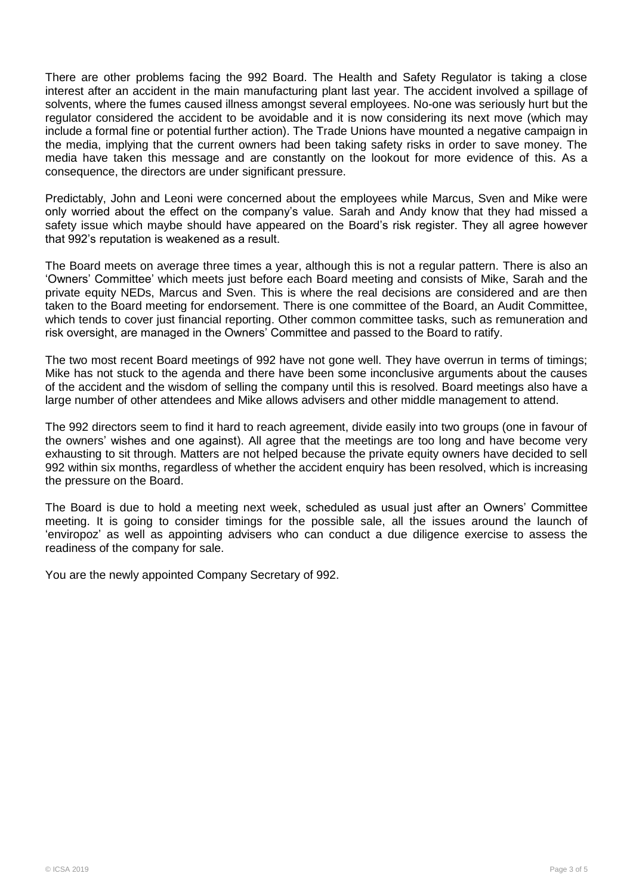There are other problems facing the 992 Board. The Health and Safety Regulator is taking a close interest after an accident in the main manufacturing plant last year. The accident involved a spillage of solvents, where the fumes caused illness amongst several employees. No-one was seriously hurt but the regulator considered the accident to be avoidable and it is now considering its next move (which may include a formal fine or potential further action). The Trade Unions have mounted a negative campaign in the media, implying that the current owners had been taking safety risks in order to save money. The media have taken this message and are constantly on the lookout for more evidence of this. As a consequence, the directors are under significant pressure.

Predictably, John and Leoni were concerned about the employees while Marcus, Sven and Mike were only worried about the effect on the company's value. Sarah and Andy know that they had missed a safety issue which maybe should have appeared on the Board's risk register. They all agree however that 992's reputation is weakened as a result.

The Board meets on average three times a year, although this is not a regular pattern. There is also an 'Owners' Committee' which meets just before each Board meeting and consists of Mike, Sarah and the private equity NEDs, Marcus and Sven. This is where the real decisions are considered and are then taken to the Board meeting for endorsement. There is one committee of the Board, an Audit Committee, which tends to cover just financial reporting. Other common committee tasks, such as remuneration and risk oversight, are managed in the Owners' Committee and passed to the Board to ratify.

The two most recent Board meetings of 992 have not gone well. They have overrun in terms of timings; Mike has not stuck to the agenda and there have been some inconclusive arguments about the causes of the accident and the wisdom of selling the company until this is resolved. Board meetings also have a large number of other attendees and Mike allows advisers and other middle management to attend.

The 992 directors seem to find it hard to reach agreement, divide easily into two groups (one in favour of the owners' wishes and one against). All agree that the meetings are too long and have become very exhausting to sit through. Matters are not helped because the private equity owners have decided to sell 992 within six months, regardless of whether the accident enquiry has been resolved, which is increasing the pressure on the Board.

The Board is due to hold a meeting next week, scheduled as usual just after an Owners' Committee meeting. It is going to consider timings for the possible sale, all the issues around the launch of 'enviropoz' as well as appointing advisers who can conduct a due diligence exercise to assess the readiness of the company for sale.

You are the newly appointed Company Secretary of 992.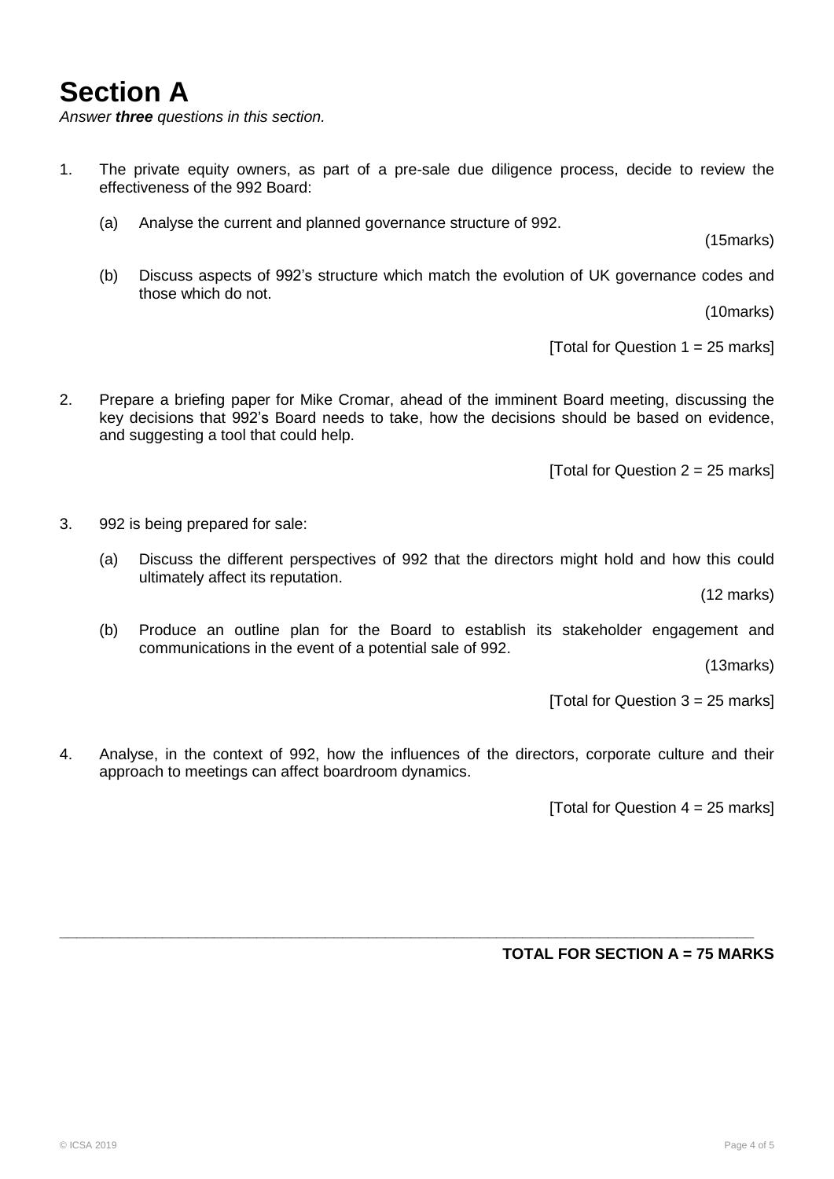# Section A

*Answer **three** questions in this section.*

1. The private equity owners, as part of a pre-sale due diligence process, decide to review the effectiveness of the 992 Board:

   (a) Analyse the current and planned governance structure of 992.

   (15marks)

   (b) Discuss aspects of 992's structure which match the evolution of UK governance codes and those which do not.

   (10marks)

   [Total for Question 1 = 25 marks]

2. Prepare a briefing paper for Mike Cromar, ahead of the imminent Board meeting, discussing the key decisions that 992's Board needs to take, how the decisions should be based on evidence, and suggesting a tool that could help.

   [Total for Question 2 = 25 marks]

3. 992 is being prepared for sale:

   (a) Discuss the different perspectives of 992 that the directors might hold and how this could ultimately affect its reputation.

   (12 marks)

   (b) Produce an outline plan for the Board to establish its stakeholder engagement and communications in the event of a potential sale of 992.

   (13marks)

   [Total for Question 3 = 25 marks]

4. Analyse, in the context of 992, how the influences of the directors, corporate culture and their approach to meetings can affect boardroom dynamics.

   [Total for Question 4 = 25 marks]

---

**TOTAL FOR SECTION A = 75 MARKS**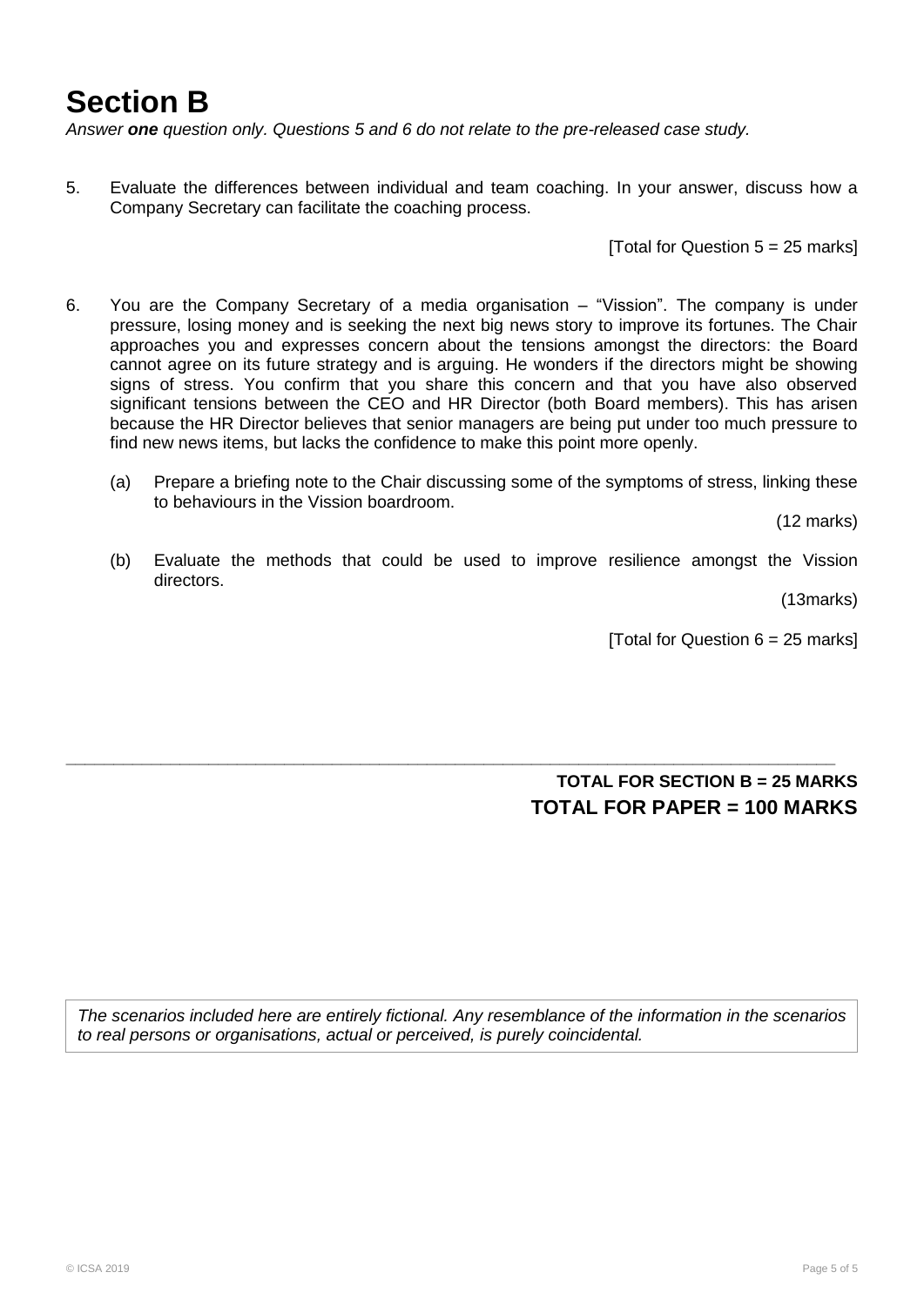# Section B

*Answer **one** question only. Questions 5 and 6 do not relate to the pre-released case study.*

5. Evaluate the differences between individual and team coaching. In your answer, discuss how a Company Secretary can facilitate the coaching process.

   [Total for Question 5 = 25 marks]

6. You are the Company Secretary of a media organisation – "Vission". The company is under pressure, losing money and is seeking the next big news story to improve its fortunes. The Chair approaches you and expresses concern about the tensions amongst the directors: the Board cannot agree on its future strategy and is arguing. He wonders if the directors might be showing signs of stress. You confirm that you share this concern and that you have also observed significant tensions between the CEO and HR Director (both Board members). This has arisen because the HR Director believes that senior managers are being put under too much pressure to find new news items, but lacks the confidence to make this point more openly.

   (a) Prepare a briefing note to the Chair discussing some of the symptoms of stress, linking these to behaviours in the Vission boardroom.

   (12 marks)

   (b) Evaluate the methods that could be used to improve resilience amongst the Vission directors.

   (13marks)

   [Total for Question 6 = 25 marks]

---

**TOTAL FOR SECTION B = 25 MARKS**

**TOTAL FOR PAPER = 100 MARKS**

*The scenarios included here are entirely fictional. Any resemblance of the information in the scenarios to real persons or organisations, actual or perceived, is purely coincidental.*